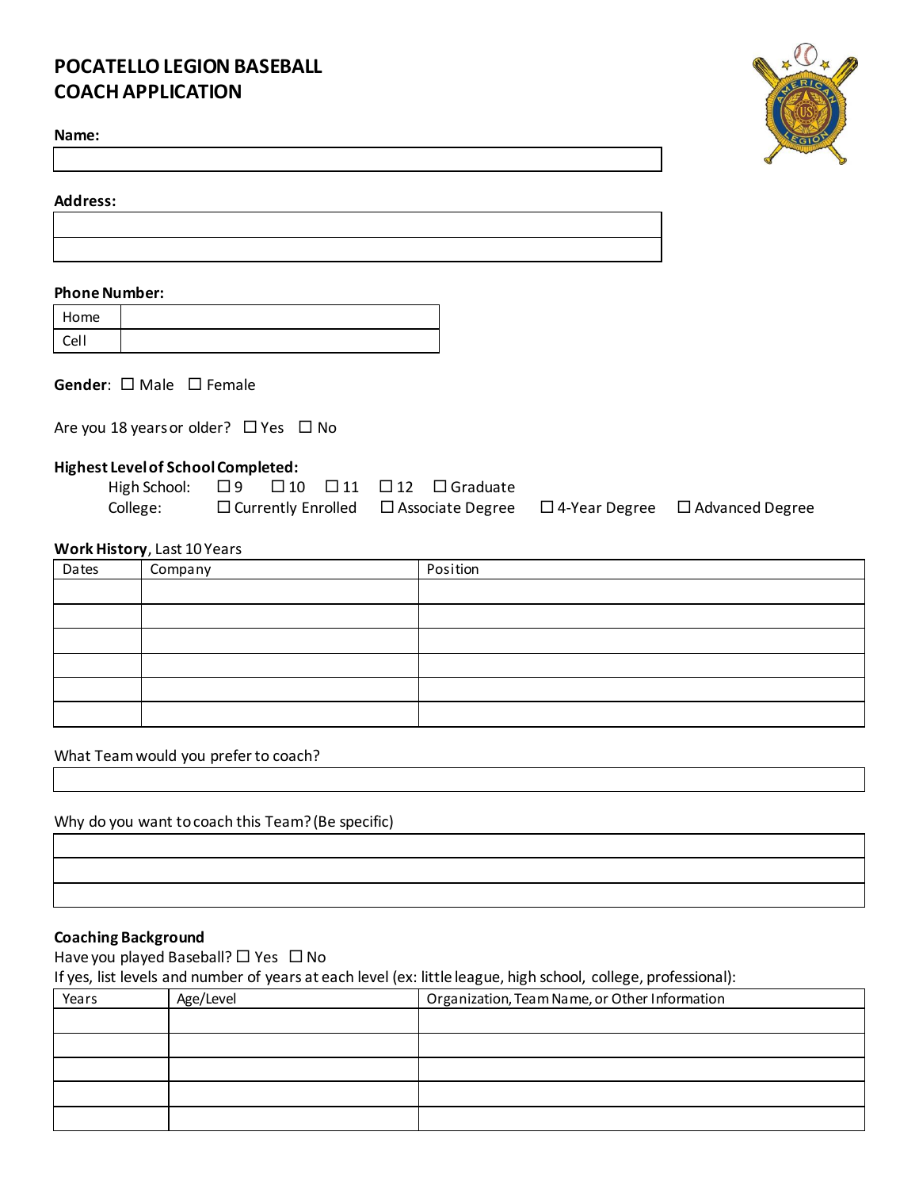# POCATELLO LEGION BASEBALL
# COACH APPLICATION

**Name:**

| |
|---|

**Address:**

| |
|---|
| |

**Phone Number:**

| | |
|---|---|
| Home | |
| Cell | |

**Gender**: ☐ Male ☐ Female

Are you 18 years or older? ☐ Yes ☐ No

**Highest Level of School Completed:**

High School: ☐ 9 ☐ 10 ☐ 11 ☐ 12 ☐ Graduate

College: ☐ Currently Enrolled ☐ Associate Degree ☐ 4-Year Degree ☐ Advanced Degree

**Work History**, Last 10 Years

| Dates | Company | Position |
|---|---|---|
| | | |
| | | |
| | | |
| | | |
| | | |
| | | |

What Team would you prefer to coach?

| |
|---|

Why do you want to coach this Team? (Be specific)

| |
|---|
| |
| |

**Coaching Background**

Have you played Baseball? ☐ Yes ☐ No

If yes, list levels and number of years at each level (ex: little league, high school, college, professional):

| Years | Age/Level | Organization, Team Name, or Other Information |
|---|---|---|
| | | |
| | | |
| | | |
| | | |
| | | |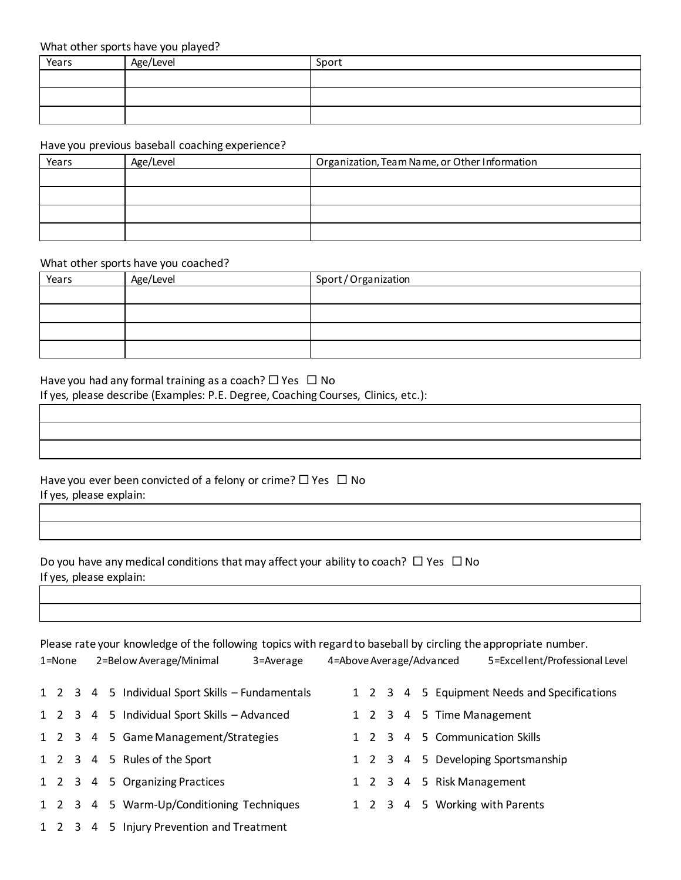What other sports have you played?

| Years | Age/Level | Sport |
|---|---|---|
| | | |
| | | |
| | | |

Have you previous baseball coaching experience?

| Years | Age/Level | Organization, Team Name, or Other Information |
|---|---|---|
| | | |
| | | |
| | | |
| | | |

What other sports have you coached?

| Years | Age/Level | Sport / Organization |
|---|---|---|
| | | |
| | | |
| | | |
| | | |

Have you had any formal training as a coach? ☐ Yes ☐ No
If yes, please describe (Examples: P.E. Degree, Coaching Courses, Clinics, etc.):

| |
|---|
| |
| |
| |

Have you ever been convicted of a felony or crime? ☐ Yes ☐ No
If yes, please explain:

| |
|---|
| |
| |

Do you have any medical conditions that may affect your ability to coach? ☐ Yes ☐ No
If yes, please explain:

| |
|---|
| |
| |

Please rate your knowledge of the following topics with regard to baseball by circling the appropriate number.
1=None 2=Below Average/Minimal 3=Average 4=Above Average/Advanced 5=Excellent/Professional Level

1 2 3 4 5 Individual Sport Skills – Fundamentals

1 2 3 4 5 Individual Sport Skills – Advanced

1 2 3 4 5 Game Management/Strategies

1 2 3 4 5 Rules of the Sport

1 2 3 4 5 Organizing Practices

1 2 3 4 5 Warm-Up/Conditioning Techniques

1 2 3 4 5 Injury Prevention and Treatment

1 2 3 4 5 Equipment Needs and Specifications

1 2 3 4 5 Time Management

1 2 3 4 5 Communication Skills

1 2 3 4 5 Developing Sportsmanship

1 2 3 4 5 Risk Management

1 2 3 4 5 Working with Parents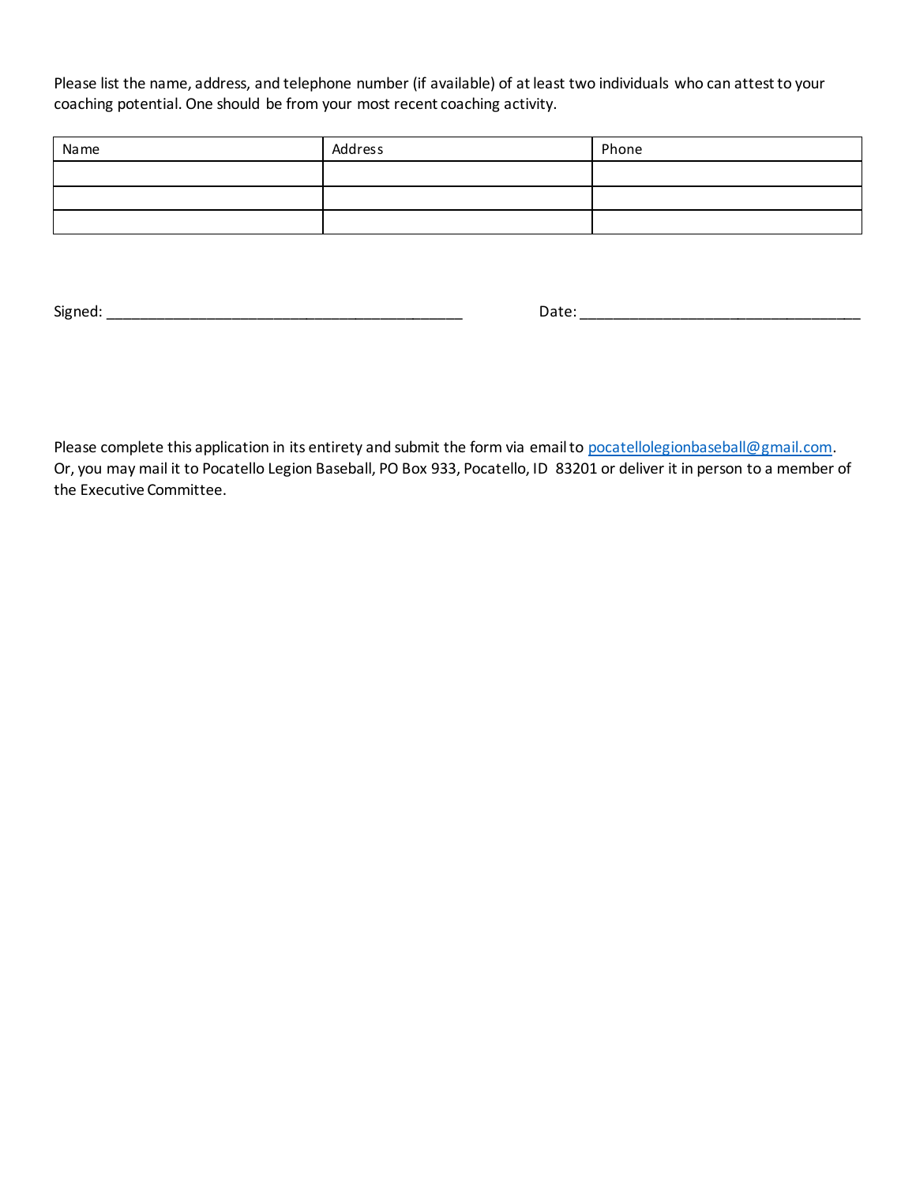Please list the name, address, and telephone number (if available) of at least two individuals who can attest to your coaching potential. One should be from your most recent coaching activity.

| Name | Address | Phone |
|---|---|---|
| | | |
| | | |
| | | |

Signed: ______________________________________________ Date: ____________________________________

Please complete this application in its entirety and submit the form via email to pocatellolegionbaseball@gmail.com. Or, you may mail it to Pocatello Legion Baseball, PO Box 933, Pocatello, ID 83201 or deliver it in person to a member of the Executive Committee.